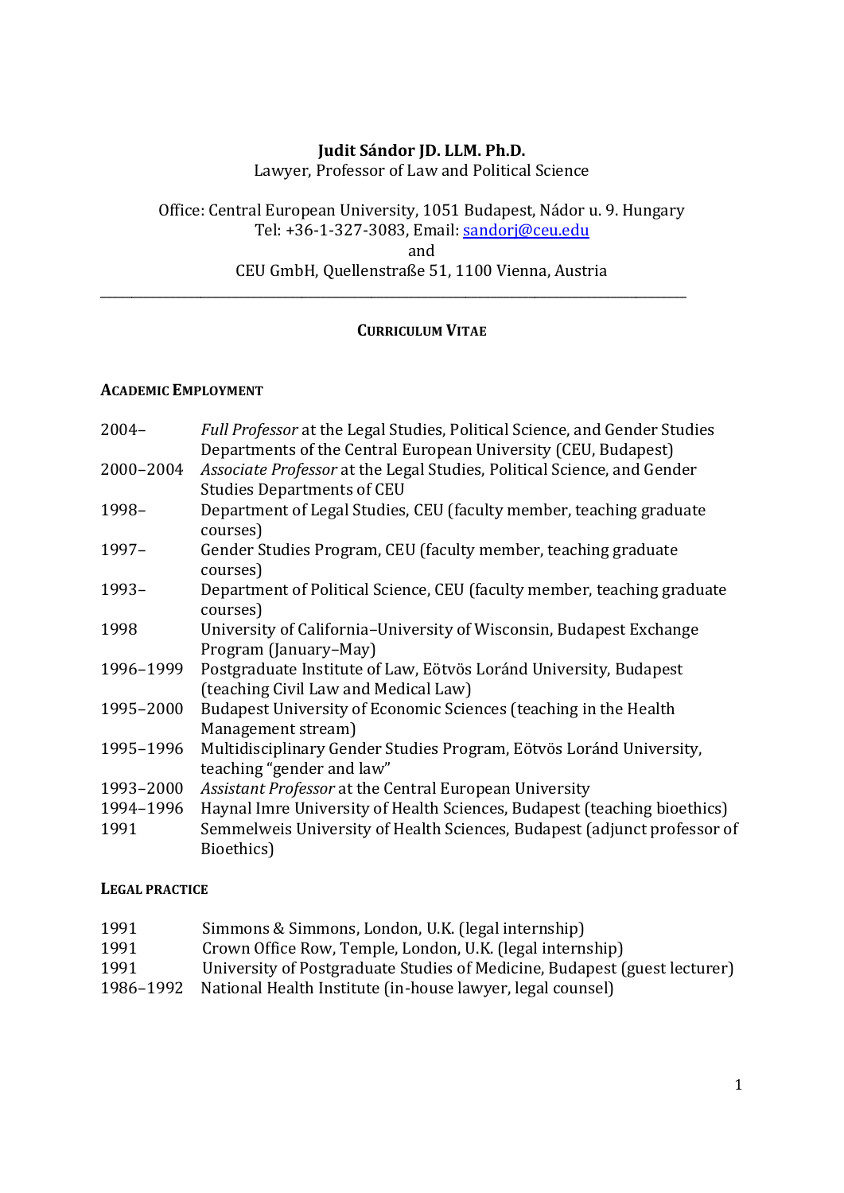# Judit Sándor JD. LLM. Ph.D.

Lawyer, Professor of Law and Political Science

Office: Central European University, 1051 Budapest, Nádor u. 9. Hungary
Tel: +36-1-327-3083, Email: sandorj@ceu.edu
and
CEU GmbH, Quellenstraße 51, 1100 Vienna, Austria

---

## Curriculum Vitae

### Academic Employment

| | |
|---|---|
| 2004– | *Full Professor* at the Legal Studies, Political Science, and Gender Studies Departments of the Central European University (CEU, Budapest) |
| 2000–2004 | *Associate Professor* at the Legal Studies, Political Science, and Gender Studies Departments of CEU |
| 1998– | Department of Legal Studies, CEU (faculty member, teaching graduate courses) |
| 1997– | Gender Studies Program, CEU (faculty member, teaching graduate courses) |
| 1993– | Department of Political Science, CEU (faculty member, teaching graduate courses) |
| 1998 | University of California–University of Wisconsin, Budapest Exchange Program (January–May) |
| 1996–1999 | Postgraduate Institute of Law, Eötvös Loránd University, Budapest (teaching Civil Law and Medical Law) |
| 1995–2000 | Budapest University of Economic Sciences (teaching in the Health Management stream) |
| 1995–1996 | Multidisciplinary Gender Studies Program, Eötvös Loránd University, teaching "gender and law" |
| 1993–2000 | *Assistant Professor* at the Central European University |
| 1994–1996 | Haynal Imre University of Health Sciences, Budapest (teaching bioethics) |
| 1991 | Semmelweis University of Health Sciences, Budapest (adjunct professor of Bioethics) |

### Legal Practice

| | |
|---|---|
| 1991 | Simmons & Simmons, London, U.K. (legal internship) |
| 1991 | Crown Office Row, Temple, London, U.K. (legal internship) |
| 1991 | University of Postgraduate Studies of Medicine, Budapest (guest lecturer) |
| 1986–1992 | National Health Institute (in-house lawyer, legal counsel) |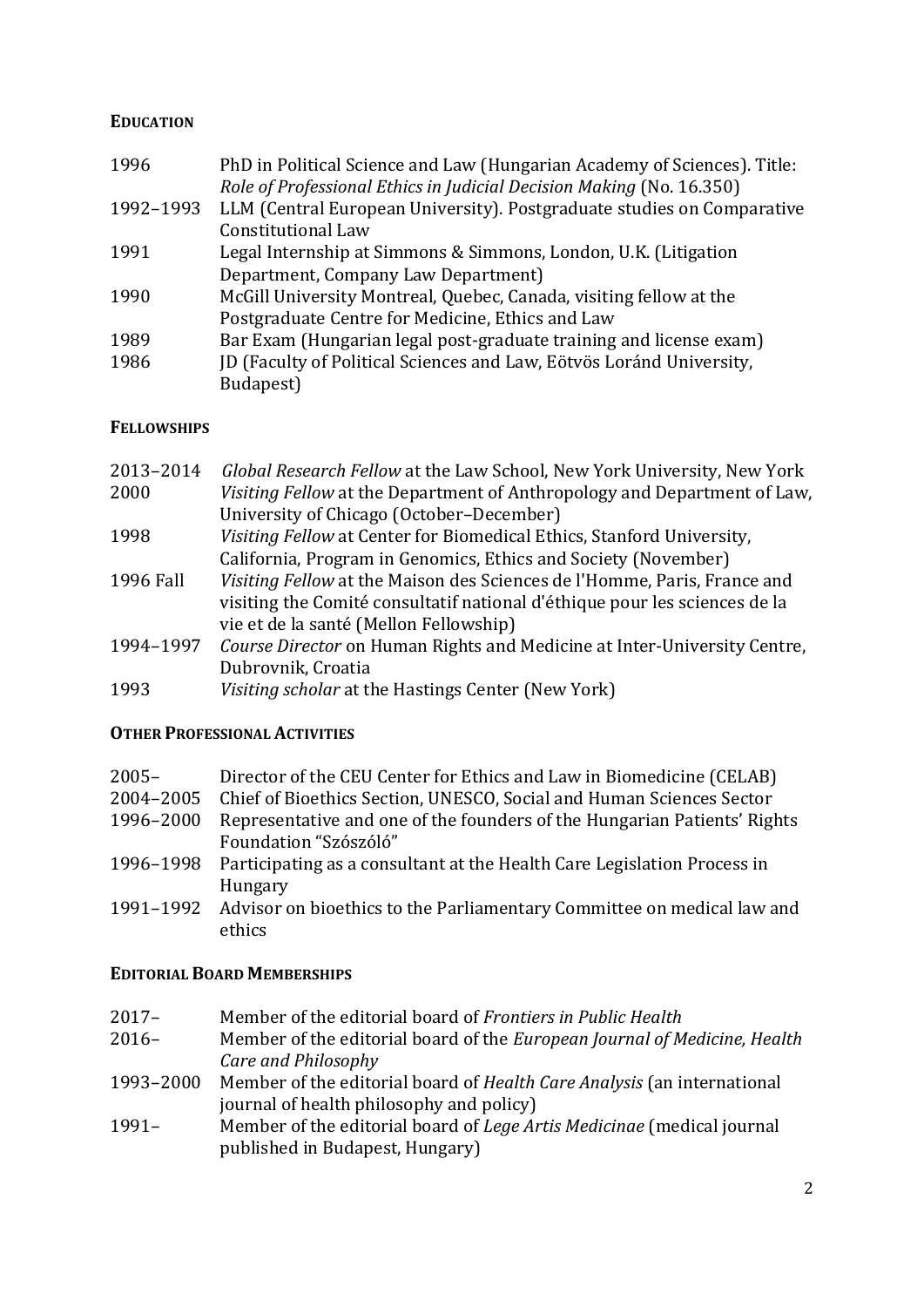## EDUCATION

| | |
|---|---|
| 1996 | PhD in Political Science and Law (Hungarian Academy of Sciences). Title: *Role of Professional Ethics in Judicial Decision Making* (No. 16.350) |
| 1992–1993 | LLM (Central European University). Postgraduate studies on Comparative Constitutional Law |
| 1991 | Legal Internship at Simmons & Simmons, London, U.K. (Litigation Department, Company Law Department) |
| 1990 | McGill University Montreal, Quebec, Canada, visiting fellow at the Postgraduate Centre for Medicine, Ethics and Law |
| 1989 | Bar Exam (Hungarian legal post-graduate training and license exam) |
| 1986 | JD (Faculty of Political Sciences and Law, Eötvös Loránd University, Budapest) |

## FELLOWSHIPS

| | |
|---|---|
| 2013–2014 | *Global Research Fellow* at the Law School, New York University, New York |
| 2000 | *Visiting Fellow* at the Department of Anthropology and Department of Law, University of Chicago (October–December) |
| 1998 | *Visiting Fellow* at Center for Biomedical Ethics, Stanford University, California, Program in Genomics, Ethics and Society (November) |
| 1996 Fall | *Visiting Fellow* at the Maison des Sciences de l'Homme, Paris, France and visiting the Comité consultatif national d'éthique pour les sciences de la vie et de la santé (Mellon Fellowship) |
| 1994–1997 | *Course Director* on Human Rights and Medicine at Inter-University Centre, Dubrovnik, Croatia |
| 1993 | *Visiting scholar* at the Hastings Center (New York) |

## OTHER PROFESSIONAL ACTIVITIES

| | |
|---|---|
| 2005– | Director of the CEU Center for Ethics and Law in Biomedicine (CELAB) |
| 2004–2005 | Chief of Bioethics Section, UNESCO, Social and Human Sciences Sector |
| 1996–2000 | Representative and one of the founders of the Hungarian Patients' Rights Foundation "Szószóló" |
| 1996–1998 | Participating as a consultant at the Health Care Legislation Process in Hungary |
| 1991–1992 | Advisor on bioethics to the Parliamentary Committee on medical law and ethics |

## EDITORIAL BOARD MEMBERSHIPS

| | |
|---|---|
| 2017– | Member of the editorial board of *Frontiers in Public Health* |
| 2016– | Member of the editorial board of the *European Journal of Medicine, Health Care and Philosophy* |
| 1993–2000 | Member of the editorial board of *Health Care Analysis* (an international journal of health philosophy and policy) |
| 1991– | Member of the editorial board of *Lege Artis Medicinae* (medical journal published in Budapest, Hungary) |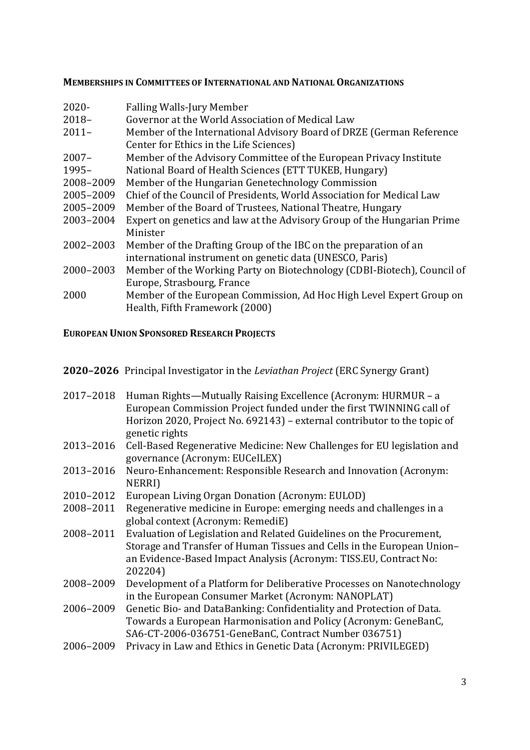## **Memberships in Committees of International and National Organizations**

| | |
|---|---|
| 2020- | Falling Walls-Jury Member |
| 2018– | Governor at the World Association of Medical Law |
| 2011– | Member of the International Advisory Board of DRZE (German Reference Center for Ethics in the Life Sciences) |
| 2007– | Member of the Advisory Committee of the European Privacy Institute |
| 1995– | National Board of Health Sciences (ETT TUKEB, Hungary) |
| 2008–2009 | Member of the Hungarian Genetechnology Commission |
| 2005–2009 | Chief of the Council of Presidents, World Association for Medical Law |
| 2005–2009 | Member of the Board of Trustees, National Theatre, Hungary |
| 2003–2004 | Expert on genetics and law at the Advisory Group of the Hungarian Prime Minister |
| 2002–2003 | Member of the Drafting Group of the IBC on the preparation of an international instrument on genetic data (UNESCO, Paris) |
| 2000–2003 | Member of the Working Party on Biotechnology (CDBI-Biotech), Council of Europe, Strasbourg, France |
| 2000 | Member of the European Commission, Ad Hoc High Level Expert Group on Health, Fifth Framework (2000) |

## **European Union Sponsored Research Projects**

**2020–2026** Principal Investigator in the *Leviathan Project* (ERC Synergy Grant)

| | |
|---|---|
| 2017–2018 | Human Rights—Mutually Raising Excellence (Acronym: HURMUR – a European Commission Project funded under the first TWINNING call of Horizon 2020, Project No. 692143) – external contributor to the topic of genetic rights |
| 2013–2016 | Cell-Based Regenerative Medicine: New Challenges for EU legislation and governance (Acronym: EUCelLEX) |
| 2013–2016 | Neuro-Enhancement: Responsible Research and Innovation (Acronym: NERRI) |
| 2010–2012 | European Living Organ Donation (Acronym: EULOD) |
| 2008–2011 | Regenerative medicine in Europe: emerging needs and challenges in a global context (Acronym: RemediE) |
| 2008–2011 | Evaluation of Legislation and Related Guidelines on the Procurement, Storage and Transfer of Human Tissues and Cells in the European Union–an Evidence-Based Impact Analysis (Acronym: TISS.EU, Contract No: 202204) |
| 2008–2009 | Development of a Platform for Deliberative Processes on Nanotechnology in the European Consumer Market (Acronym: NANOPLAT) |
| 2006–2009 | Genetic Bio- and DataBanking: Confidentiality and Protection of Data. Towards a European Harmonisation and Policy (Acronym: GeneBanC, SA6-CT-2006-036751-GeneBanC, Contract Number 036751) |
| 2006–2009 | Privacy in Law and Ethics in Genetic Data (Acronym: PRIVILEGED) |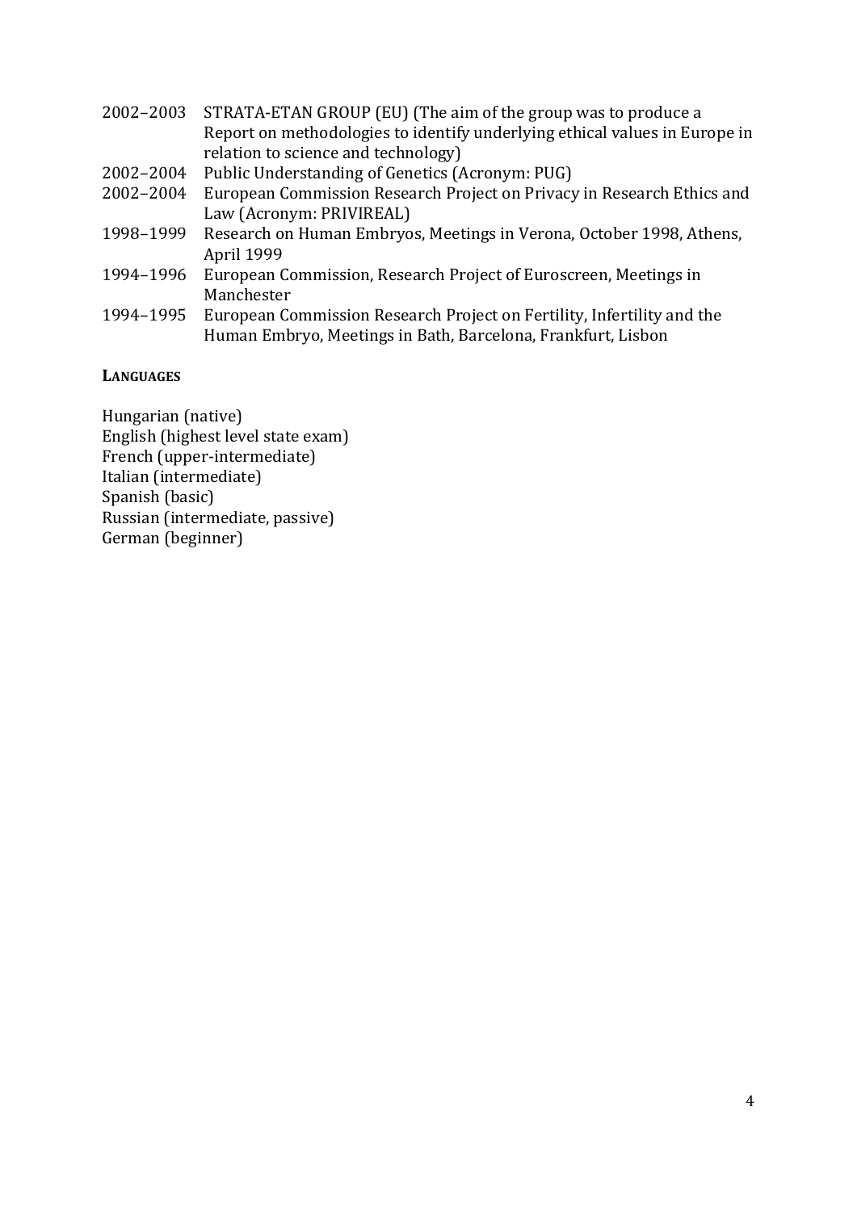2002–2003 STRATA-ETAN GROUP (EU) (The aim of the group was to produce a Report on methodologies to identify underlying ethical values in Europe in relation to science and technology)

2002–2004 Public Understanding of Genetics (Acronym: PUG)

2002–2004 European Commission Research Project on Privacy in Research Ethics and Law (Acronym: PRIVIREAL)

1998–1999 Research on Human Embryos, Meetings in Verona, October 1998, Athens, April 1999

1994–1996 European Commission, Research Project of Euroscreen, Meetings in Manchester

1994–1995 European Commission Research Project on Fertility, Infertility and the Human Embryo, Meetings in Bath, Barcelona, Frankfurt, Lisbon

**LANGUAGES**

Hungarian (native)
English (highest level state exam)
French (upper-intermediate)
Italian (intermediate)
Spanish (basic)
Russian (intermediate, passive)
German (beginner)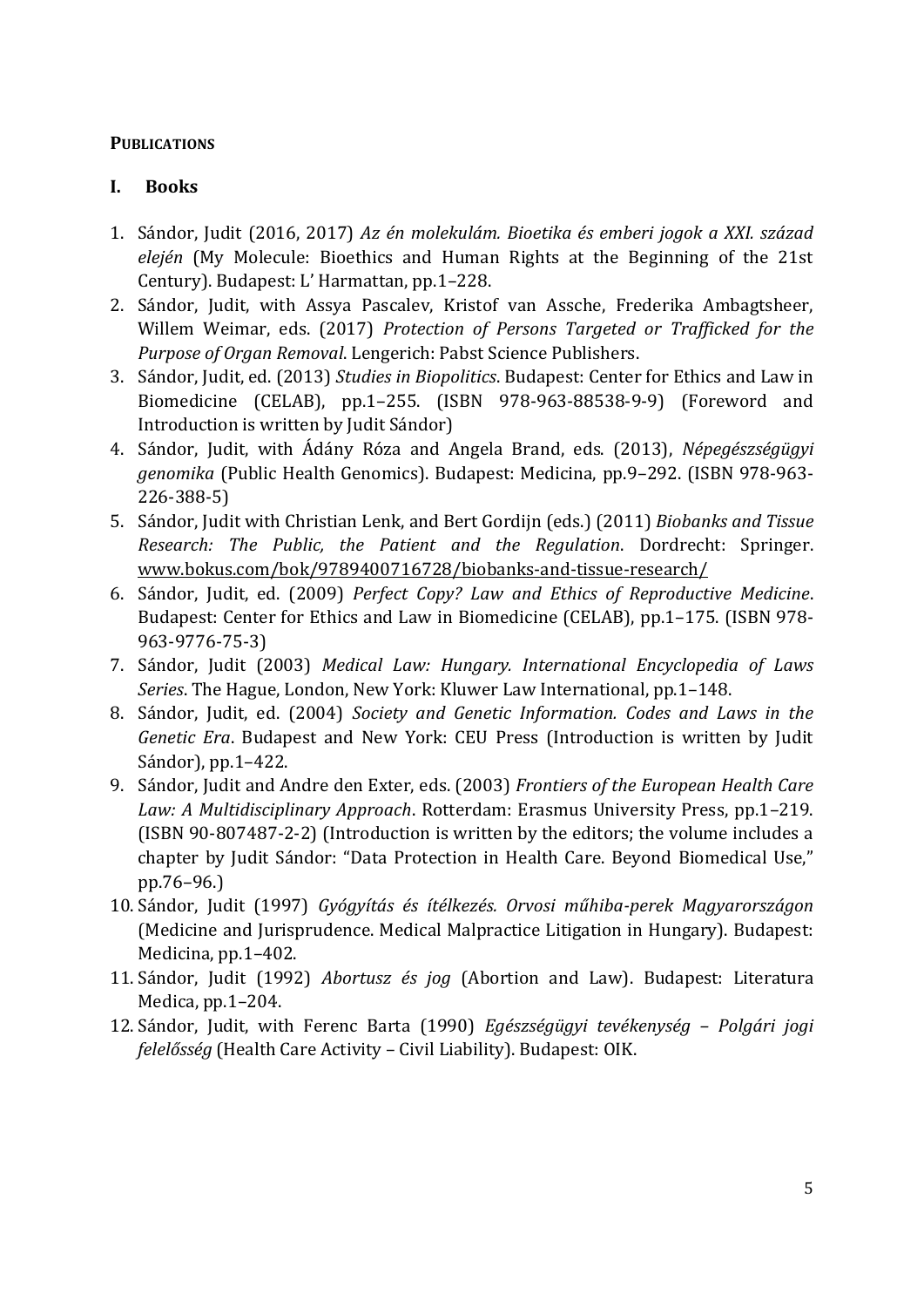**PUBLICATIONS**

## I. Books

1. Sándor, Judit (2016, 2017) *Az én molekulám. Bioetika és emberi jogok a XXI. század elején* (My Molecule: Bioethics and Human Rights at the Beginning of the 21st Century). Budapest: L' Harmattan, pp.1–228.
2. Sándor, Judit, with Assya Pascalev, Kristof van Assche, Frederika Ambagtsheer, Willem Weimar, eds. (2017) *Protection of Persons Targeted or Trafficked for the Purpose of Organ Removal*. Lengerich: Pabst Science Publishers.
3. Sándor, Judit, ed. (2013) *Studies in Biopolitics*. Budapest: Center for Ethics and Law in Biomedicine (CELAB), pp.1–255. (ISBN 978-963-88538-9-9) (Foreword and Introduction is written by Judit Sándor)
4. Sándor, Judit, with Ádány Róza and Angela Brand, eds. (2013), *Népegészségügyi genomika* (Public Health Genomics). Budapest: Medicina, pp.9–292. (ISBN 978-963-226-388-5)
5. Sándor, Judit with Christian Lenk, and Bert Gordijn (eds.) (2011) *Biobanks and Tissue Research: The Public, the Patient and the Regulation*. Dordrecht: Springer. www.bokus.com/bok/9789400716728/biobanks-and-tissue-research/
6. Sándor, Judit, ed. (2009) *Perfect Copy? Law and Ethics of Reproductive Medicine*. Budapest: Center for Ethics and Law in Biomedicine (CELAB), pp.1–175. (ISBN 978-963-9776-75-3)
7. Sándor, Judit (2003) *Medical Law: Hungary. International Encyclopedia of Laws Series*. The Hague, London, New York: Kluwer Law International, pp.1–148.
8. Sándor, Judit, ed. (2004) *Society and Genetic Information. Codes and Laws in the Genetic Era*. Budapest and New York: CEU Press (Introduction is written by Judit Sándor), pp.1–422.
9. Sándor, Judit and Andre den Exter, eds. (2003) *Frontiers of the European Health Care Law: A Multidisciplinary Approach*. Rotterdam: Erasmus University Press, pp.1–219. (ISBN 90-807487-2-2) (Introduction is written by the editors; the volume includes a chapter by Judit Sándor: "Data Protection in Health Care. Beyond Biomedical Use," pp.76–96.)
10. Sándor, Judit (1997) *Gyógyítás és ítélkezés. Orvosi műhiba-perek Magyarországon* (Medicine and Jurisprudence. Medical Malpractice Litigation in Hungary). Budapest: Medicina, pp.1–402.
11. Sándor, Judit (1992) *Abortusz és jog* (Abortion and Law). Budapest: Literatura Medica, pp.1–204.
12. Sándor, Judit, with Ferenc Barta (1990) *Egészségügyi tevékenység – Polgári jogi felelősség* (Health Care Activity – Civil Liability). Budapest: OIK.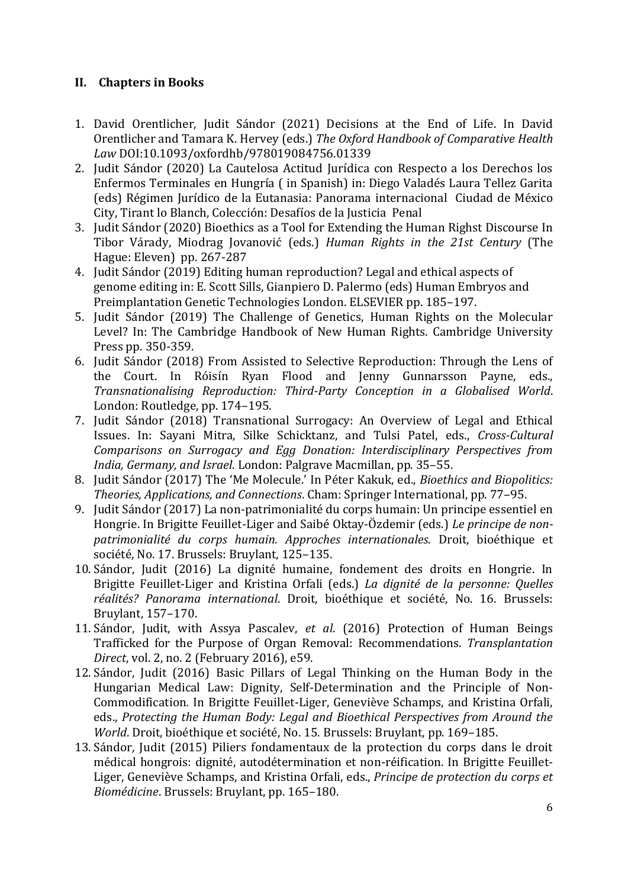## II. Chapters in Books

1. David Orentlicher, Judit Sándor (2021) Decisions at the End of Life. In David Orentlicher and Tamara K. Hervey (eds.) *The Oxford Handbook of Comparative Health Law* DOI:10.1093/oxfordhb/978019084756.01339
2. Judit Sándor (2020) La Cautelosa Actitud Jurídica con Respecto a los Derechos los Enfermos Terminales en Hungría ( in Spanish) in: Diego Valadés Laura Tellez Garita (eds) Régimen Jurídico de la Eutanasia: Panorama internacional Ciudad de México City, Tirant lo Blanch, Colección: Desafíos de la Justicia Penal
3. Judit Sándor (2020) Bioethics as a Tool for Extending the Human Righst Discourse In Tibor Várady, Miodrag Jovanović (eds.) *Human Rights in the 21st Century* (The Hague: Eleven) pp. 267-287
4. Judit Sándor (2019) Editing human reproduction? Legal and ethical aspects of genome editing in: E. Scott Sills, Gianpiero D. Palermo (eds) Human Embryos and Preimplantation Genetic Technologies London. ELSEVIER pp. 185–197.
5. Judit Sándor (2019) The Challenge of Genetics, Human Rights on the Molecular Level? In: The Cambridge Handbook of New Human Rights. Cambridge University Press pp. 350-359.
6. Judit Sándor (2018) From Assisted to Selective Reproduction: Through the Lens of the Court. In Róisín Ryan Flood and Jenny Gunnarsson Payne, eds., *Transnationalising Reproduction: Third-Party Conception in a Globalised World*. London: Routledge, pp. 174–195.
7. Judit Sándor (2018) Transnational Surrogacy: An Overview of Legal and Ethical Issues. In: Sayani Mitra, Silke Schicktanz, and Tulsi Patel, eds., *Cross-Cultural Comparisons on Surrogacy and Egg Donation: Interdisciplinary Perspectives from India, Germany, and Israel*. London: Palgrave Macmillan, pp. 35–55.
8. Judit Sándor (2017) The 'Me Molecule.' In Péter Kakuk, ed., *Bioethics and Biopolitics: Theories, Applications, and Connections*. Cham: Springer International, pp. 77–95.
9. Judit Sándor (2017) La non-patrimonialité du corps humain: Un principe essentiel en Hongrie. In Brigitte Feuillet-Liger and Saibé Oktay-Özdemir (eds.) *Le principe de non-patrimonialité du corps humain. Approches internationales.* Droit, bioéthique et société, No. 17. Brussels: Bruylant, 125–135.
10. Sándor, Judit (2016) La dignité humaine, fondement des droits en Hongrie. In Brigitte Feuillet-Liger and Kristina Orfali (eds.) *La dignité de la personne: Quelles réalités? Panorama international*. Droit, bioéthique et société, No. 16. Brussels: Bruylant, 157–170.
11. Sándor, Judit, with Assya Pascalev, *et al*. (2016) Protection of Human Beings Trafficked for the Purpose of Organ Removal: Recommendations. *Transplantation Direct*, vol. 2, no. 2 (February 2016), e59.
12. Sándor, Judit (2016) Basic Pillars of Legal Thinking on the Human Body in the Hungarian Medical Law: Dignity, Self-Determination and the Principle of Non-Commodification. In Brigitte Feuillet-Liger, Geneviève Schamps, and Kristina Orfali, eds., *Protecting the Human Body: Legal and Bioethical Perspectives from Around the World*. Droit, bioéthique et société, No. 15. Brussels: Bruylant, pp. 169–185.
13. Sándor, Judit (2015) Piliers fondamentaux de la protection du corps dans le droit médical hongrois: dignité, autodétermination et non-réification. In Brigitte Feuillet-Liger, Geneviève Schamps, and Kristina Orfali, eds., *Principe de protection du corps et Biomédicine*. Brussels: Bruylant, pp. 165–180.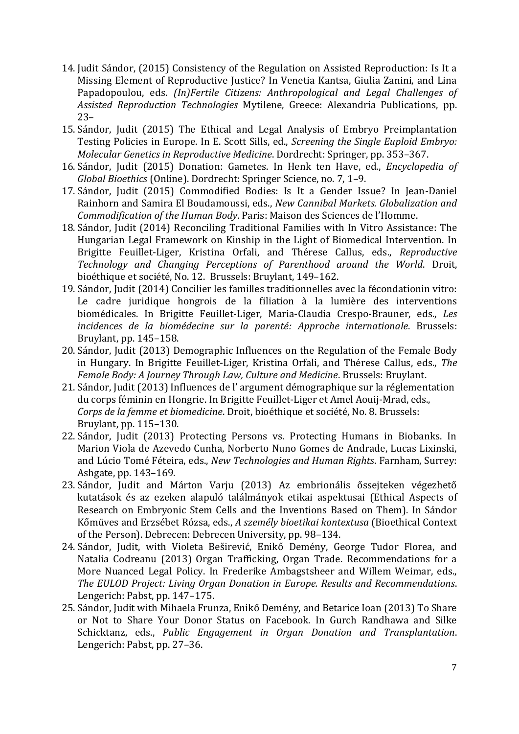14. Judit Sándor, (2015) Consistency of the Regulation on Assisted Reproduction: Is It a Missing Element of Reproductive Justice? In Venetia Kantsa, Giulia Zanini, and Lina Papadopoulou, eds. *(In)Fertile Citizens: Anthropological and Legal Challenges of Assisted Reproduction Technologies* Mytilene, Greece: Alexandria Publications, pp. 23–
15. Sándor, Judit (2015) The Ethical and Legal Analysis of Embryo Preimplantation Testing Policies in Europe. In E. Scott Sills, ed., *Screening the Single Euploid Embryo: Molecular Genetics in Reproductive Medicine*. Dordrecht: Springer, pp. 353–367.
16. Sándor, Judit (2015) Donation: Gametes. In Henk ten Have, ed., *Encyclopedia of Global Bioethics* (Online). Dordrecht: Springer Science, no. 7, 1–9.
17. Sándor, Judit (2015) Commodified Bodies: Is It a Gender Issue? In Jean-Daniel Rainhorn and Samira El Boudamoussi, eds., *New Cannibal Markets. Globalization and Commodification of the Human Body*. Paris: Maison des Sciences de l'Homme.
18. Sándor, Judit (2014) Reconciling Traditional Families with In Vitro Assistance: The Hungarian Legal Framework on Kinship in the Light of Biomedical Intervention. In Brigitte Feuillet-Liger, Kristina Orfali, and Thérese Callus, eds., *Reproductive Technology and Changing Perceptions of Parenthood around the World*. Droit, bioéthique et société, No. 12. Brussels: Bruylant, 149–162.
19. Sándor, Judit (2014) Concilier les familles traditionnelles avec la fécondationin vitro: Le cadre juridique hongrois de la filiation à la lumière des interventions biomédicales. In Brigitte Feuillet-Liger, Maria-Claudia Crespo-Brauner, eds., *Les incidences de la biomédecine sur la parenté: Approche internationale*. Brussels: Bruylant, pp. 145–158.
20. Sándor, Judit (2013) Demographic Influences on the Regulation of the Female Body in Hungary. In Brigitte Feuillet-Liger, Kristina Orfali, and Thérese Callus, eds., *The Female Body: A Journey Through Law, Culture and Medicine*. Brussels: Bruylant.
21. Sándor, Judit (2013) Influences de l' argument démographique sur la réglementation du corps féminin en Hongrie. In Brigitte Feuillet-Liger et Amel Aouij-Mrad, eds., *Corps de la femme et biomedicine*. Droit, bioéthique et société, No. 8. Brussels: Bruylant, pp. 115–130.
22. Sándor, Judit (2013) Protecting Persons vs. Protecting Humans in Biobanks. In Marion Viola de Azevedo Cunha, Norberto Nuno Gomes de Andrade, Lucas Lixinski, and Lúcio Tomé Féteira, eds., *New Technologies and Human Rights*. Farnham, Surrey: Ashgate, pp. 143–169.
23. Sándor, Judit and Márton Varju (2013) Az embrionális őssejteken végezhető kutatások és az ezeken alapuló találmányok etikai aspektusai (Ethical Aspects of Research on Embryonic Stem Cells and the Inventions Based on Them). In Sándor Kőmüves and Erzsébet Rózsa, eds., *A személy bioetikai kontextusa* (Bioethical Context of the Person). Debrecen: Debrecen University, pp. 98–134.
24. Sándor, Judit, with Violeta Beširević, Enikő Demény, George Tudor Florea, and Natalia Codreanu (2013) Organ Trafficking, Organ Trade. Recommendations for a More Nuanced Legal Policy. In Frederike Ambagstsheer and Willem Weimar, eds., *The EULOD Project: Living Organ Donation in Europe. Results and Recommendations*. Lengerich: Pabst, pp. 147–175.
25. Sándor, Judit with Mihaela Frunza, Enikő Demény, and Betarice Ioan (2013) To Share or Not to Share Your Donor Status on Facebook. In Gurch Randhawa and Silke Schicktanz, eds., *Public Engagement in Organ Donation and Transplantation*. Lengerich: Pabst, pp. 27–36.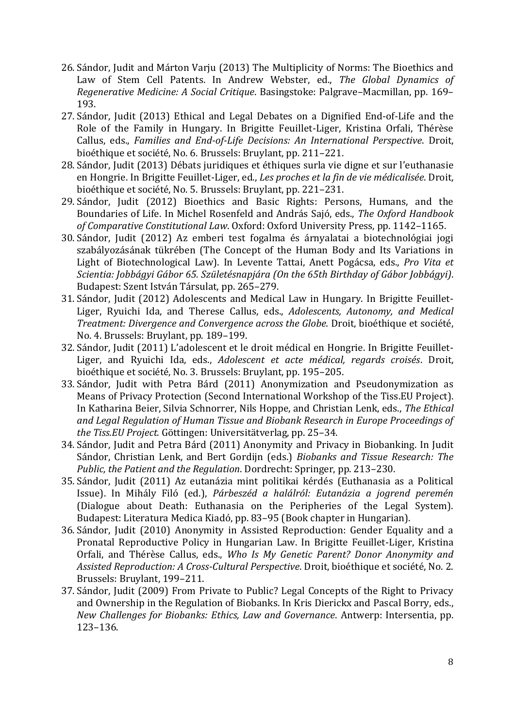26. Sándor, Judit and Márton Varju (2013) The Multiplicity of Norms: The Bioethics and Law of Stem Cell Patents. In Andrew Webster, ed., *The Global Dynamics of Regenerative Medicine: A Social Critique*. Basingstoke: Palgrave–Macmillan, pp. 169–193.
27. Sándor, Judit (2013) Ethical and Legal Debates on a Dignified End-of-Life and the Role of the Family in Hungary. In Brigitte Feuillet-Liger, Kristina Orfali, Thérèse Callus, eds., *Families and End-of-Life Decisions: An International Perspective*. Droit, bioéthique et société, No. 6. Brussels: Bruylant, pp. 211–221.
28. Sándor, Judit (2013) Débats juridiques et éthiques surla vie digne et sur l'euthanasie en Hongrie. In Brigitte Feuillet-Liger, ed., *Les proches et la fin de vie médicalisée*. Droit, bioéthique et société, No. 5. Brussels: Bruylant, pp. 221–231.
29. Sándor, Judit (2012) Bioethics and Basic Rights: Persons, Humans, and the Boundaries of Life. In Michel Rosenfeld and András Sajó, eds., *The Oxford Handbook of Comparative Constitutional Law*. Oxford: Oxford University Press, pp. 1142–1165.
30. Sándor, Judit (2012) Az emberi test fogalma és árnyalatai a biotechnológiai jogi szabályozásának tükrében (The Concept of the Human Body and Its Variations in Light of Biotechnological Law). In Levente Tattai, Anett Pogácsa, eds., *Pro Vita et Scientia: Jobbágyi Gábor 65. Születésnapjára (On the 65th Birthday of Gábor Jobbágyi)*. Budapest: Szent István Társulat, pp. 265–279.
31. Sándor, Judit (2012) Adolescents and Medical Law in Hungary. In Brigitte Feuillet-Liger, Ryuichi Ida, and Therese Callus, eds., *Adolescents, Autonomy, and Medical Treatment: Divergence and Convergence across the Globe.* Droit, bioéthique et société, No. 4. Brussels: Bruylant, pp. 189–199.
32. Sándor, Judit (2011) L'adolescent et le droit médical en Hongrie. In Brigitte Feuillet-Liger, and Ryuichi Ida, eds., *Adolescent et acte médical, regards croisés*. Droit, bioéthique et société, No. 3. Brussels: Bruylant, pp. 195–205.
33. Sándor, Judit with Petra Bárd (2011) Anonymization and Pseudonymization as Means of Privacy Protection (Second International Workshop of the Tiss.EU Project). In Katharina Beier, Silvia Schnorrer, Nils Hoppe, and Christian Lenk, eds., *The Ethical and Legal Regulation of Human Tissue and Biobank Research in Europe Proceedings of the Tiss.EU Project.* Göttingen: Universitätverlag, pp. 25–34.
34. Sándor, Judit and Petra Bárd (2011) Anonymity and Privacy in Biobanking. In Judit Sándor, Christian Lenk, and Bert Gordijn (eds.) *Biobanks and Tissue Research: The Public, the Patient and the Regulation*. Dordrecht: Springer, pp. 213–230.
35. Sándor, Judit (2011) Az eutanázia mint politikai kérdés (Euthanasia as a Political Issue). In Mihály Filó (ed.), *Párbeszéd a halálról: Eutanázia a jogrend peremén* (Dialogue about Death: Euthanasia on the Peripheries of the Legal System). Budapest: Literatura Medica Kiadó, pp. 83–95 (Book chapter in Hungarian).
36. Sándor, Judit (2010) Anonymity in Assisted Reproduction: Gender Equality and a Pronatal Reproductive Policy in Hungarian Law. In Brigitte Feuillet-Liger, Kristina Orfali, and Thérèse Callus, eds., *Who Is My Genetic Parent? Donor Anonymity and Assisted Reproduction: A Cross-Cultural Perspective*. Droit, bioéthique et société, No. 2. Brussels: Bruylant, 199–211.
37. Sándor, Judit (2009) From Private to Public? Legal Concepts of the Right to Privacy and Ownership in the Regulation of Biobanks. In Kris Dierickx and Pascal Borry, eds., *New Challenges for Biobanks: Ethics, Law and Governance*. Antwerp: Intersentia, pp. 123–136.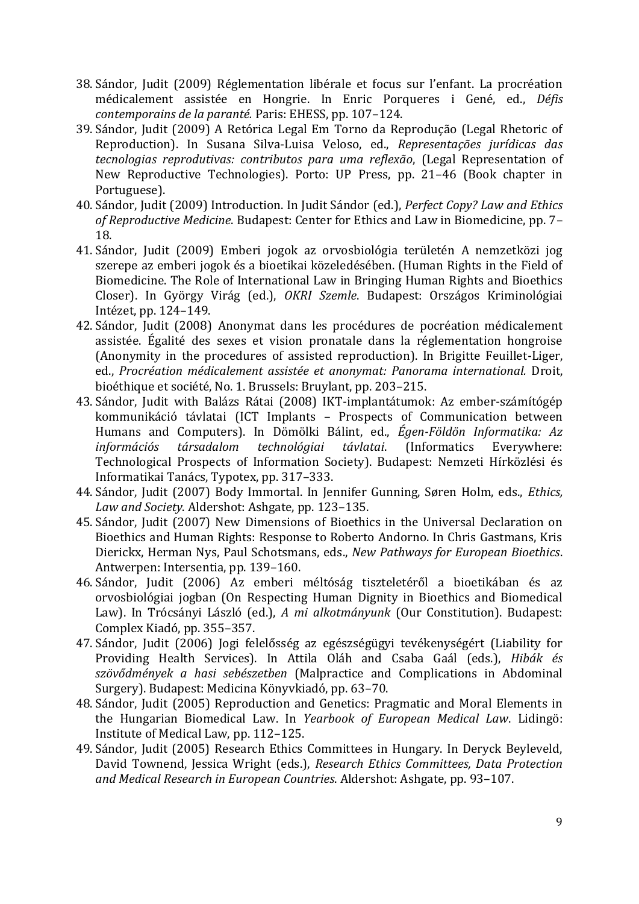38. Sándor, Judit (2009) Réglementation libérale et focus sur l'enfant. La procréation médicalement assistée en Hongrie. In Enric Porqueres i Gené, ed., *Défis contemporains de la paranté.* Paris: EHESS, pp. 107–124.
39. Sándor, Judit (2009) A Retórica Legal Em Torno da Reprodução (Legal Rhetoric of Reproduction). In Susana Silva-Luisa Veloso, ed., *Representações jurídicas das tecnologias reprodutivas: contributos para uma reflexão*, (Legal Representation of New Reproductive Technologies). Porto: UP Press, pp. 21–46 (Book chapter in Portuguese).
40. Sándor, Judit (2009) Introduction. In Judit Sándor (ed.), *Perfect Copy? Law and Ethics of Reproductive Medicine*. Budapest: Center for Ethics and Law in Biomedicine, pp. 7–18.
41. Sándor, Judit (2009) Emberi jogok az orvosbiológia területén A nemzetközi jog szerepe az emberi jogok és a bioetikai közeledésében. (Human Rights in the Field of Biomedicine. The Role of International Law in Bringing Human Rights and Bioethics Closer). In György Virág (ed.), *OKRI Szemle*. Budapest: Országos Kriminológiai Intézet, pp. 124–149.
42. Sándor, Judit (2008) Anonymat dans les procédures de pocréation médicalement assistée. Égalité des sexes et vision pronatale dans la réglementation hongroise (Anonymity in the procedures of assisted reproduction). In Brigitte Feuillet-Liger, ed., *Procréation médicalement assistée et anonymat: Panorama international.* Droit, bioéthique et société, No. 1. Brussels: Bruylant, pp. 203–215.
43. Sándor, Judit with Balázs Rátai (2008) IKT-implantátumok: Az ember-számítógép kommunikáció távlatai (ICT Implants – Prospects of Communication between Humans and Computers). In Dömölki Bálint, ed., *Égen-Földön Informatika: Az információs társadalom technológiai távlatai*. (Informatics Everywhere: Technological Prospects of Information Society). Budapest: Nemzeti Hírközlési és Informatikai Tanács, Typotex, pp. 317–333.
44. Sándor, Judit (2007) Body Immortal. In Jennifer Gunning, Søren Holm, eds., *Ethics, Law and Society*. Aldershot: Ashgate, pp. 123–135.
45. Sándor, Judit (2007) New Dimensions of Bioethics in the Universal Declaration on Bioethics and Human Rights: Response to Roberto Andorno. In Chris Gastmans, Kris Dierickx, Herman Nys, Paul Schotsmans, eds., *New Pathways for European Bioethics*. Antwerpen: Intersentia, pp. 139–160.
46. Sándor, Judit (2006) Az emberi méltóság tiszteletéről a bioetikában és az orvosbiológiai jogban (On Respecting Human Dignity in Bioethics and Biomedical Law). In Trócsányi László (ed.), *A mi alkotmányunk* (Our Constitution). Budapest: Complex Kiadó, pp. 355–357.
47. Sándor, Judit (2006) Jogi felelősség az egészségügyi tevékenységért (Liability for Providing Health Services). In Attila Oláh and Csaba Gaál (eds.), *Hibák és szövődmények a hasi sebészetben* (Malpractice and Complications in Abdominal Surgery). Budapest: Medicina Könyvkiadó, pp. 63–70.
48. Sándor, Judit (2005) Reproduction and Genetics: Pragmatic and Moral Elements in the Hungarian Biomedical Law. In *Yearbook of European Medical Law*. Lidingö: Institute of Medical Law, pp. 112–125.
49. Sándor, Judit (2005) Research Ethics Committees in Hungary. In Deryck Beyleveld, David Townend, Jessica Wright (eds.), *Research Ethics Committees, Data Protection and Medical Research in European Countries.* Aldershot: Ashgate, pp. 93–107.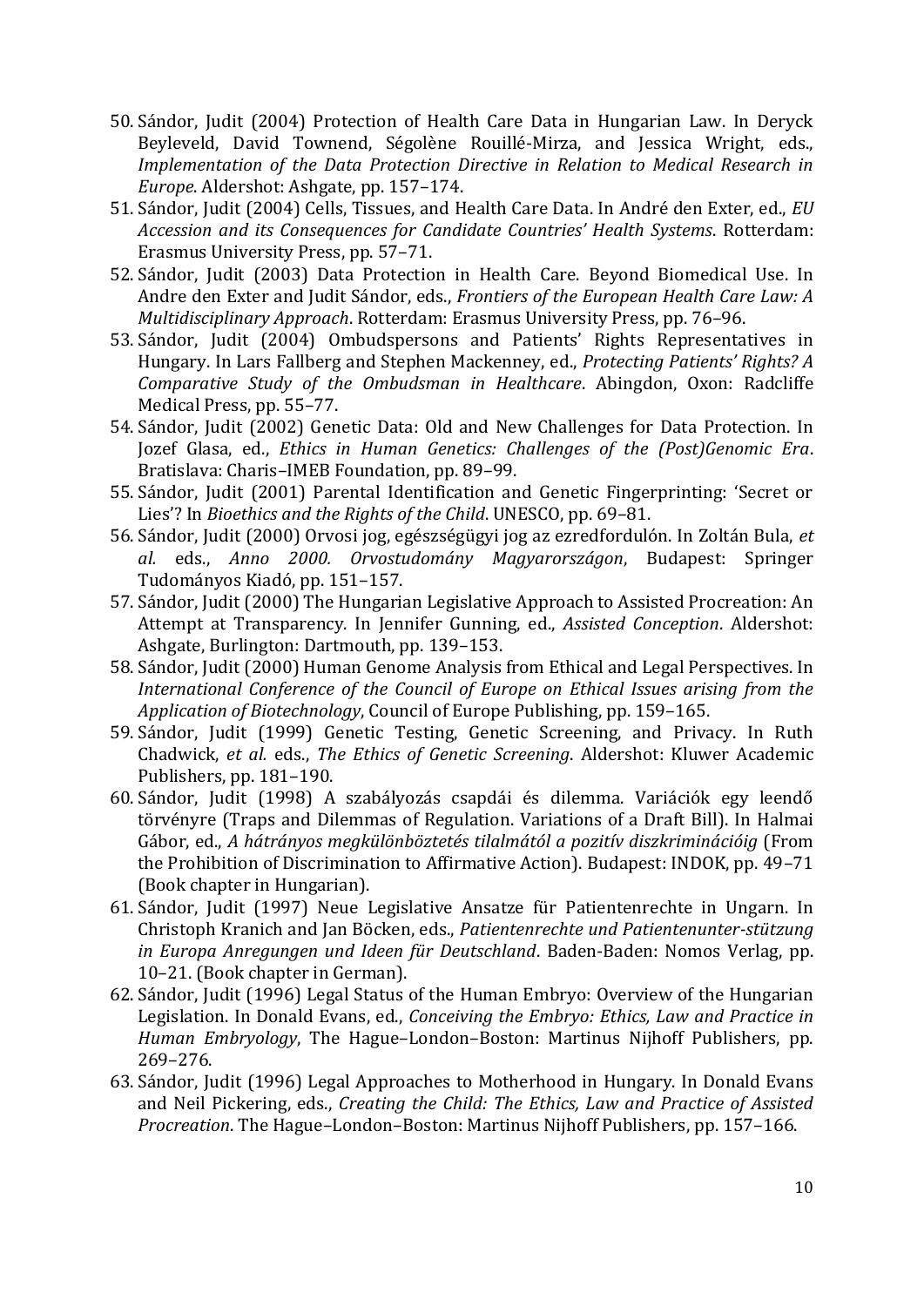50. Sándor, Judit (2004) Protection of Health Care Data in Hungarian Law. In Deryck Beyleveld, David Townend, Ségolène Rouillé-Mirza, and Jessica Wright, eds., *Implementation of the Data Protection Directive in Relation to Medical Research in Europe*. Aldershot: Ashgate, pp. 157–174.
51. Sándor, Judit (2004) Cells, Tissues, and Health Care Data. In André den Exter, ed., *EU Accession and its Consequences for Candidate Countries' Health Systems*. Rotterdam: Erasmus University Press, pp. 57–71.
52. Sándor, Judit (2003) Data Protection in Health Care. Beyond Biomedical Use. In Andre den Exter and Judit Sándor, eds., *Frontiers of the European Health Care Law: A Multidisciplinary Approach*. Rotterdam: Erasmus University Press, pp. 76–96.
53. Sándor, Judit (2004) Ombudspersons and Patients' Rights Representatives in Hungary. In Lars Fallberg and Stephen Mackenney, ed., *Protecting Patients' Rights? A Comparative Study of the Ombudsman in Healthcare*. Abingdon, Oxon: Radcliffe Medical Press, pp. 55–77.
54. Sándor, Judit (2002) Genetic Data: Old and New Challenges for Data Protection. In Jozef Glasa, ed., *Ethics in Human Genetics: Challenges of the (Post)Genomic Era*. Bratislava: Charis–IMEB Foundation, pp. 89–99.
55. Sándor, Judit (2001) Parental Identification and Genetic Fingerprinting: 'Secret or Lies'? In *Bioethics and the Rights of the Child*. UNESCO, pp. 69–81.
56. Sándor, Judit (2000) Orvosi jog, egészségügyi jog az ezredfordulón. In Zoltán Bula, *et al.* eds., *Anno 2000. Orvostudomány Magyarországon*, Budapest: Springer Tudományos Kiadó, pp. 151–157.
57. Sándor, Judit (2000) The Hungarian Legislative Approach to Assisted Procreation: An Attempt at Transparency. In Jennifer Gunning, ed., *Assisted Conception*. Aldershot: Ashgate, Burlington: Dartmouth, pp. 139–153.
58. Sándor, Judit (2000) Human Genome Analysis from Ethical and Legal Perspectives. In *International Conference of the Council of Europe on Ethical Issues arising from the Application of Biotechnology*, Council of Europe Publishing, pp. 159–165.
59. Sándor, Judit (1999) Genetic Testing, Genetic Screening, and Privacy. In Ruth Chadwick, *et al.* eds., *The Ethics of Genetic Screening*. Aldershot: Kluwer Academic Publishers, pp. 181–190.
60. Sándor, Judit (1998) A szabályozás csapdái és dilemma. Variációk egy leendő törvényre (Traps and Dilemmas of Regulation. Variations of a Draft Bill). In Halmai Gábor, ed., *A hátrányos megkülönböztetés tilalmától a pozitív diszkriminációig* (From the Prohibition of Discrimination to Affirmative Action). Budapest: INDOK, pp. 49–71 (Book chapter in Hungarian).
61. Sándor, Judit (1997) Neue Legislative Ansatze für Patientenrechte in Ungarn. In Christoph Kranich and Jan Böcken, eds., *Patientenrechte und Patientenunter-stützung in Europa Anregungen und Ideen für Deutschland*. Baden-Baden: Nomos Verlag, pp. 10–21. (Book chapter in German).
62. Sándor, Judit (1996) Legal Status of the Human Embryo: Overview of the Hungarian Legislation. In Donald Evans, ed., *Conceiving the Embryo: Ethics, Law and Practice in Human Embryology*, The Hague–London–Boston: Martinus Nijhoff Publishers, pp. 269–276.
63. Sándor, Judit (1996) Legal Approaches to Motherhood in Hungary. In Donald Evans and Neil Pickering, eds., *Creating the Child: The Ethics, Law and Practice of Assisted Procreation*. The Hague–London–Boston: Martinus Nijhoff Publishers, pp. 157–166.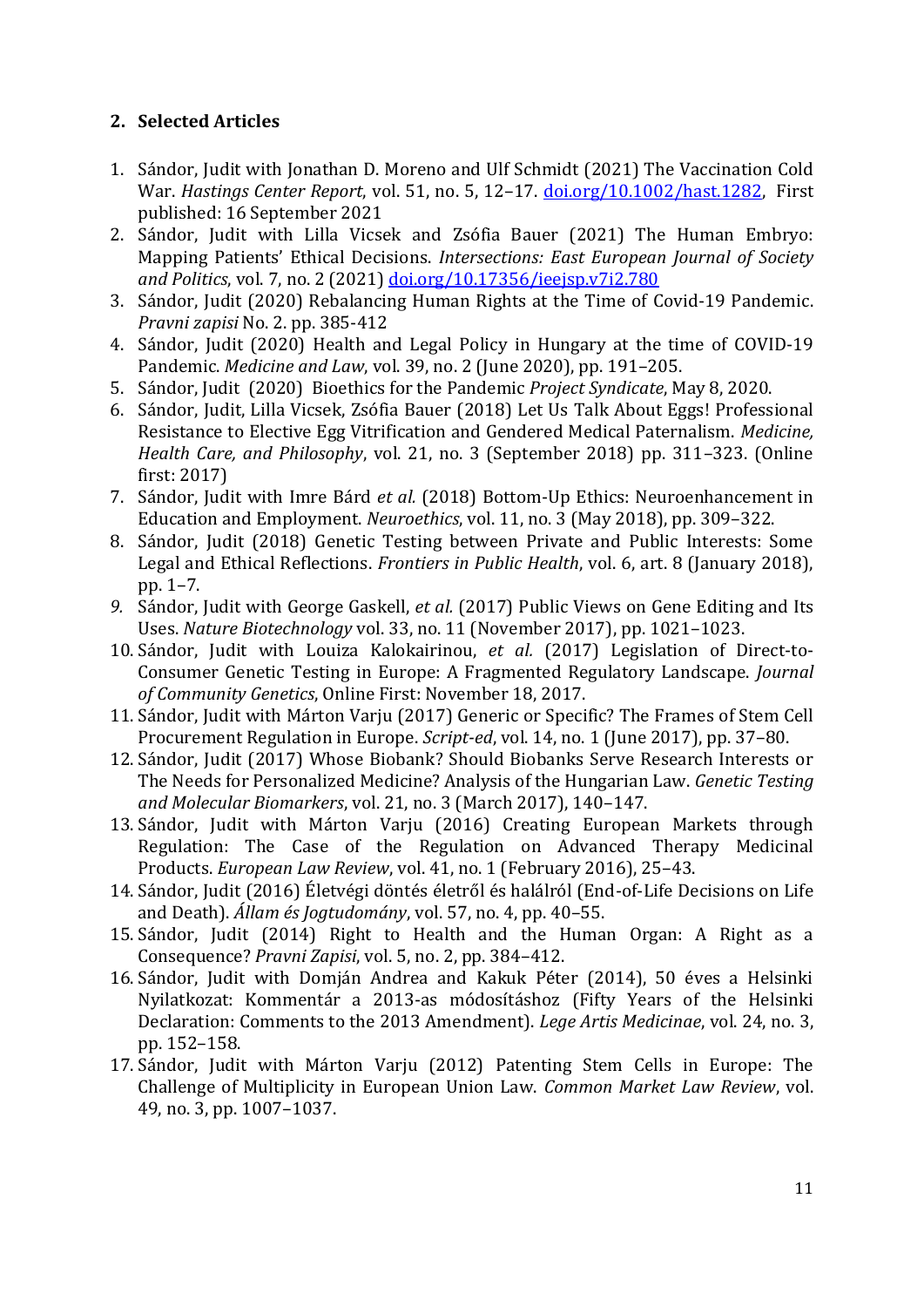## 2. Selected Articles

1. Sándor, Judit with Jonathan D. Moreno and Ulf Schmidt (2021) The Vaccination Cold War. *Hastings Center Report*, vol. 51, no. 5, 12–17. doi.org/10.1002/hast.1282, First published: 16 September 2021
2. Sándor, Judit with Lilla Vicsek and Zsófia Bauer (2021) The Human Embryo: Mapping Patients' Ethical Decisions. *Intersections: East European Journal of Society and Politics*, vol. 7, no. 2 (2021) doi.org/10.17356/ieejsp.v7i2.780
3. Sándor, Judit (2020) Rebalancing Human Rights at the Time of Covid-19 Pandemic. *Pravni zapisi* No. 2. pp. 385-412
4. Sándor, Judit (2020) Health and Legal Policy in Hungary at the time of COVID-19 Pandemic. *Medicine and Law*, vol. 39, no. 2 (June 2020), pp. 191–205.
5. Sándor, Judit (2020) Bioethics for the Pandemic *Project Syndicate*, May 8, 2020.
6. Sándor, Judit, Lilla Vicsek, Zsófia Bauer (2018) Let Us Talk About Eggs! Professional Resistance to Elective Egg Vitrification and Gendered Medical Paternalism. *Medicine, Health Care, and Philosophy*, vol. 21, no. 3 (September 2018) pp. 311–323. (Online first: 2017)
7. Sándor, Judit with Imre Bárd *et al.* (2018) Bottom-Up Ethics: Neuroenhancement in Education and Employment. *Neuroethics*, vol. 11, no. 3 (May 2018), pp. 309–322.
8. Sándor, Judit (2018) Genetic Testing between Private and Public Interests: Some Legal and Ethical Reflections. *Frontiers in Public Health*, vol. 6, art. 8 (January 2018), pp. 1–7.
9. Sándor, Judit with George Gaskell, *et al.* (2017) Public Views on Gene Editing and Its Uses. *Nature Biotechnology* vol. 33, no. 11 (November 2017), pp. 1021–1023.
10. Sándor, Judit with Louiza Kalokairinou, *et al.* (2017) Legislation of Direct-to-Consumer Genetic Testing in Europe: A Fragmented Regulatory Landscape. *Journal of Community Genetics*, Online First: November 18, 2017.
11. Sándor, Judit with Márton Varju (2017) Generic or Specific? The Frames of Stem Cell Procurement Regulation in Europe. *Script-ed*, vol. 14, no. 1 (June 2017), pp. 37–80.
12. Sándor, Judit (2017) Whose Biobank? Should Biobanks Serve Research Interests or The Needs for Personalized Medicine? Analysis of the Hungarian Law. *Genetic Testing and Molecular Biomarkers*, vol. 21, no. 3 (March 2017), 140–147.
13. Sándor, Judit with Márton Varju (2016) Creating European Markets through Regulation: The Case of the Regulation on Advanced Therapy Medicinal Products. *European Law Review*, vol. 41, no. 1 (February 2016), 25–43.
14. Sándor, Judit (2016) Életvégi döntés életről és halálról (End-of-Life Decisions on Life and Death). *Állam és Jogtudomány*, vol. 57, no. 4, pp. 40–55.
15. Sándor, Judit (2014) Right to Health and the Human Organ: A Right as a Consequence? *Pravni Zapisi*, vol. 5, no. 2, pp. 384–412.
16. Sándor, Judit with Domján Andrea and Kakuk Péter (2014), 50 éves a Helsinki Nyilatkozat: Kommentár a 2013-as módosításhoz (Fifty Years of the Helsinki Declaration: Comments to the 2013 Amendment). *Lege Artis Medicinae*, vol. 24, no. 3, pp. 152–158.
17. Sándor, Judit with Márton Varju (2012) Patenting Stem Cells in Europe: The Challenge of Multiplicity in European Union Law. *Common Market Law Review*, vol. 49, no. 3, pp. 1007–1037.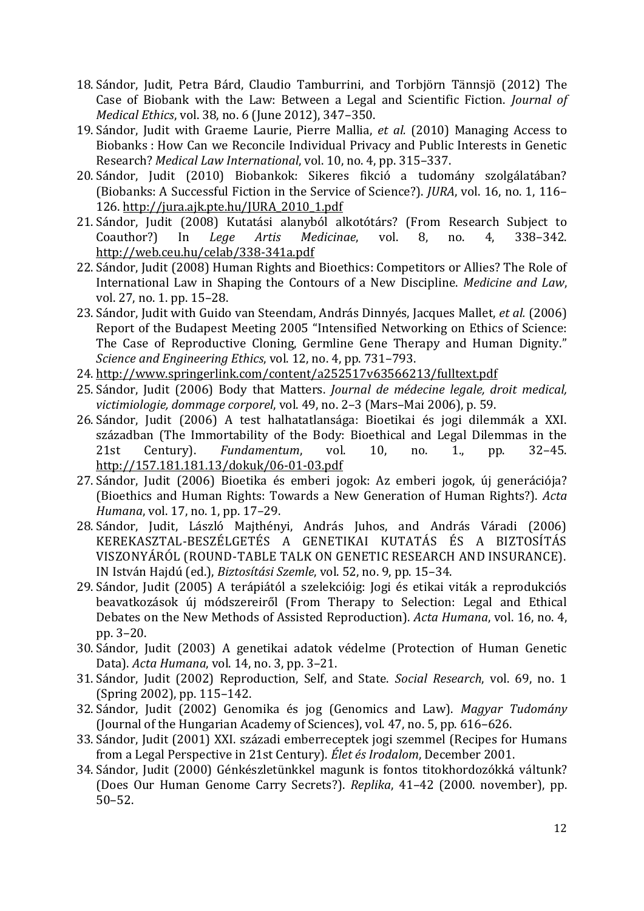18. Sándor, Judit, Petra Bárd, Claudio Tamburrini, and Torbjörn Tännsjö (2012) The Case of Biobank with the Law: Between a Legal and Scientific Fiction. *Journal of Medical Ethics*, vol. 38, no. 6 (June 2012), 347–350.
19. Sándor, Judit with Graeme Laurie, Pierre Mallia, *et al.* (2010) Managing Access to Biobanks : How Can we Reconcile Individual Privacy and Public Interests in Genetic Research? *Medical Law International*, vol. 10, no. 4, pp. 315–337.
20. Sándor, Judit (2010) Biobankok: Sikeres fikció a tudomány szolgálatában? (Biobanks: A Successful Fiction in the Service of Science?). *JURA*, vol. 16, no. 1, 116–126. http://jura.ajk.pte.hu/JURA_2010_1.pdf
21. Sándor, Judit (2008) Kutatási alanyból alkotótárs? (From Research Subject to Coauthor?) In *Lege Artis Medicinae*, vol. 8, no. 4, 338–342. http://web.ceu.hu/celab/338-341a.pdf
22. Sándor, Judit (2008) Human Rights and Bioethics: Competitors or Allies? The Role of International Law in Shaping the Contours of a New Discipline. *Medicine and Law*, vol. 27, no. 1. pp. 15–28.
23. Sándor, Judit with Guido van Steendam, András Dinnyés, Jacques Mallet, *et al.* (2006) Report of the Budapest Meeting 2005 "Intensified Networking on Ethics of Science: The Case of Reproductive Cloning, Germline Gene Therapy and Human Dignity." *Science and Engineering Ethics*, vol. 12, no. 4, pp. 731–793.
24. http://www.springerlink.com/content/a252517v63566213/fulltext.pdf
25. Sándor, Judit (2006) Body that Matters. *Journal de médecine legale, droit medical, victimiologie, dommage corporel*, vol. 49, no. 2–3 (Mars–Mai 2006), p. 59.
26. Sándor, Judit (2006) A test halhatatlansága: Bioetikai és jogi dilemmák a XXI. században (The Immortability of the Body: Bioethical and Legal Dilemmas in the 21st Century). *Fundamentum*, vol. 10, no. 1., pp. 32–45. http://157.181.181.13/dokuk/06-01-03.pdf
27. Sándor, Judit (2006) Bioetika és emberi jogok: Az emberi jogok, új generációja? (Bioethics and Human Rights: Towards a New Generation of Human Rights?). *Acta Humana*, vol. 17, no. 1, pp. 17–29.
28. Sándor, Judit, László Majthényi, András Juhos, and András Váradi (2006) KEREKASZTAL-BESZÉLGETÉS A GENETIKAI KUTATÁS ÉS A BIZTOSÍTÁS VISZONYÁRÓL (ROUND-TABLE TALK ON GENETIC RESEARCH AND INSURANCE). IN István Hajdú (ed.), *Biztosítási Szemle*, vol. 52, no. 9, pp. 15–34.
29. Sándor, Judit (2005) A terápiától a szelekcióig: Jogi és etikai viták a reprodukciós beavatkozások új módszereiről (From Therapy to Selection: Legal and Ethical Debates on the New Methods of Assisted Reproduction). *Acta Humana*, vol. 16, no. 4, pp. 3–20.
30. Sándor, Judit (2003) A genetikai adatok védelme (Protection of Human Genetic Data). *Acta Humana*, vol. 14, no. 3, pp. 3–21.
31. Sándor, Judit (2002) Reproduction, Self, and State. *Social Research*, vol. 69, no. 1 (Spring 2002), pp. 115–142.
32. Sándor, Judit (2002) Genomika és jog (Genomics and Law). *Magyar Tudomány* (Journal of the Hungarian Academy of Sciences), vol. 47, no. 5, pp. 616–626.
33. Sándor, Judit (2001) XXI. századi emberreceptek jogi szemmel (Recipes for Humans from a Legal Perspective in 21st Century). *Élet és Irodalom*, December 2001.
34. Sándor, Judit (2000) Génkészletünkkel magunk is fontos titokhordozókká váltunk? (Does Our Human Genome Carry Secrets?). *Replika*, 41–42 (2000. november), pp. 50–52.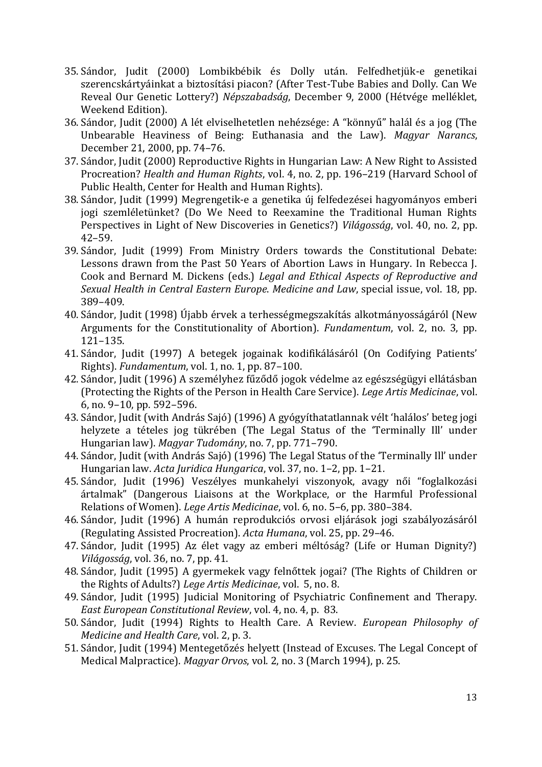35. Sándor, Judit (2000) Lombikbébik és Dolly után. Felfedhetjük-e genetikai szerencskártyáinkat a biztosítási piacon? (After Test-Tube Babies and Dolly. Can We Reveal Our Genetic Lottery?) *Népszabadság*, December 9, 2000 (Hétvége melléklet, Weekend Edition).
36. Sándor, Judit (2000) A lét elviselhetetlen nehézsége: A "könnyű" halál és a jog (The Unbearable Heaviness of Being: Euthanasia and the Law). *Magyar Narancs*, December 21, 2000, pp. 74–76.
37. Sándor, Judit (2000) Reproductive Rights in Hungarian Law: A New Right to Assisted Procreation? *Health and Human Rights*, vol. 4, no. 2, pp. 196–219 (Harvard School of Public Health, Center for Health and Human Rights).
38. Sándor, Judit (1999) Megrengetik-e a genetika új felfedezései hagyományos emberi jogi szemléletünket? (Do We Need to Reexamine the Traditional Human Rights Perspectives in Light of New Discoveries in Genetics?) *Világosság*, vol. 40, no. 2, pp. 42–59.
39. Sándor, Judit (1999) From Ministry Orders towards the Constitutional Debate: Lessons drawn from the Past 50 Years of Abortion Laws in Hungary. In Rebecca J. Cook and Bernard M. Dickens (eds.) *Legal and Ethical Aspects of Reproductive and Sexual Health in Central Eastern Europe*. *Medicine and Law*, special issue, vol. 18, pp. 389–409.
40. Sándor, Judit (1998) Újabb érvek a terhességmegszakítás alkotmányosságáról (New Arguments for the Constitutionality of Abortion). *Fundamentum*, vol. 2, no. 3, pp. 121–135.
41. Sándor, Judit (1997) A betegek jogainak kodifikálásáról (On Codifying Patients' Rights). *Fundamentum*, vol. 1, no. 1, pp. 87–100.
42. Sándor, Judit (1996) A személyhez fűződő jogok védelme az egészségügyi ellátásban (Protecting the Rights of the Person in Health Care Service). *Lege Artis Medicinae*, vol. 6, no. 9–10, pp. 592–596.
43. Sándor, Judit (with András Sajó) (1996) A gyógyíthatatlannak vélt 'halálos' beteg jogi helyzete a tételes jog tükrében (The Legal Status of the 'Terminally Ill' under Hungarian law). *Magyar Tudomány*, no. 7, pp. 771–790.
44. Sándor, Judit (with András Sajó) (1996) The Legal Status of the 'Terminally Ill' under Hungarian law. *Acta Juridica Hungarica*, vol. 37, no. 1–2, pp. 1–21.
45. Sándor, Judit (1996) Veszélyes munkahelyi viszonyok, avagy női "foglalkozási ártalmak" (Dangerous Liaisons at the Workplace, or the Harmful Professional Relations of Women). *Lege Artis Medicinae*, vol. 6, no. 5–6, pp. 380–384.
46. Sándor, Judit (1996) A humán reprodukciós orvosi eljárások jogi szabályozásáról (Regulating Assisted Procreation). *Acta Humana*, vol. 25, pp. 29–46.
47. Sándor, Judit (1995) Az élet vagy az emberi méltóság? (Life or Human Dignity?) *Világosság*, vol. 36, no. 7, pp. 41.
48. Sándor, Judit (1995) A gyermekek vagy felnőttek jogai? (The Rights of Children or the Rights of Adults?) *Lege Artis Medicinae*, vol. 5, no. 8.
49. Sándor, Judit (1995) Judicial Monitoring of Psychiatric Confinement and Therapy. *East European Constitutional Review*, vol. 4, no. 4, p. 83.
50. Sándor, Judit (1994) Rights to Health Care. A Review. *European Philosophy of Medicine and Health Care*, vol. 2, p. 3.
51. Sándor, Judit (1994) Mentegetőzés helyett (Instead of Excuses. The Legal Concept of Medical Malpractice). *Magyar Orvos*, vol. 2, no. 3 (March 1994), p. 25.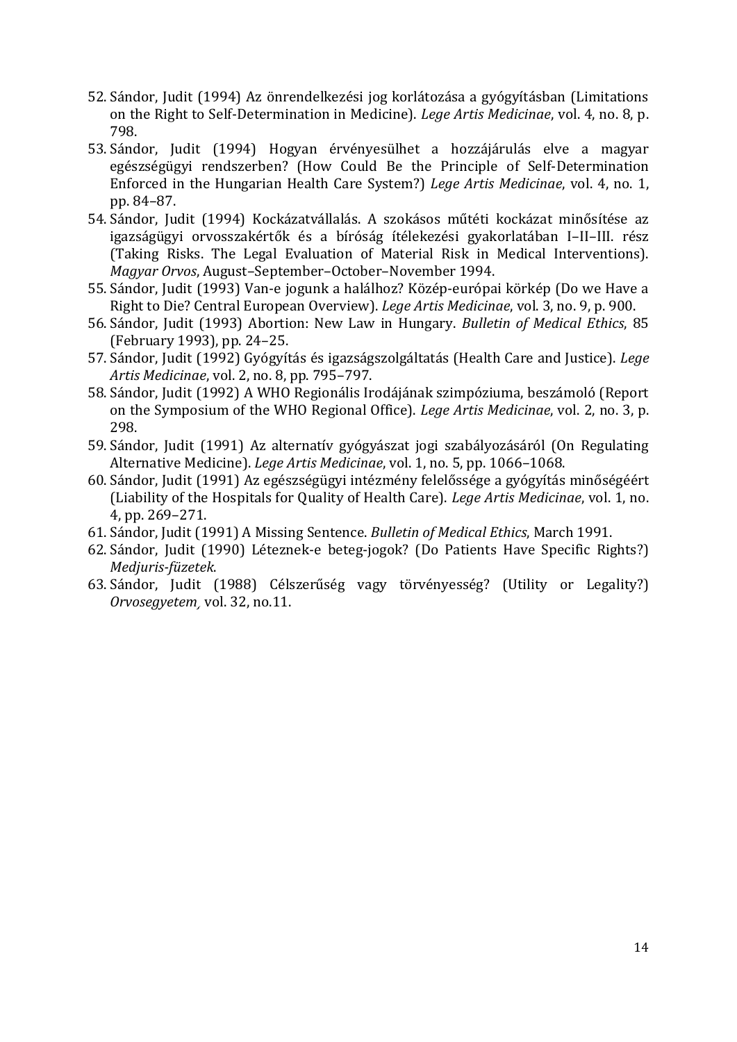52. Sándor, Judit (1994) Az önrendelkezési jog korlátozása a gyógyításban (Limitations on the Right to Self-Determination in Medicine). *Lege Artis Medicinae*, vol. 4, no. 8, p. 798.
53. Sándor, Judit (1994) Hogyan érvényesülhet a hozzájárulás elve a magyar egészségügyi rendszerben? (How Could Be the Principle of Self-Determination Enforced in the Hungarian Health Care System?) *Lege Artis Medicinae*, vol. 4, no. 1, pp. 84–87.
54. Sándor, Judit (1994) Kockázatvállalás. A szokásos műtéti kockázat minősítése az igazságügyi orvosszakértők és a bíróság ítélekezési gyakorlatában I–II–III. rész (Taking Risks. The Legal Evaluation of Material Risk in Medical Interventions). *Magyar Orvos*, August–September–October–November 1994.
55. Sándor, Judit (1993) Van-e jogunk a halálhoz? Közép-európai körkép (Do we Have a Right to Die? Central European Overview). *Lege Artis Medicinae*, vol. 3, no. 9, p. 900.
56. Sándor, Judit (1993) Abortion: New Law in Hungary. *Bulletin of Medical Ethics*, 85 (February 1993), pp. 24–25.
57. Sándor, Judit (1992) Gyógyítás és igazságszolgáltatás (Health Care and Justice). *Lege Artis Medicinae*, vol. 2, no. 8, pp. 795–797.
58. Sándor, Judit (1992) A WHO Regionális Irodájának szimpóziuma, beszámoló (Report on the Symposium of the WHO Regional Office). *Lege Artis Medicinae*, vol. 2, no. 3, p. 298.
59. Sándor, Judit (1991) Az alternatív gyógyászat jogi szabályozásáról (On Regulating Alternative Medicine). *Lege Artis Medicinae*, vol. 1, no. 5, pp. 1066–1068.
60. Sándor, Judit (1991) Az egészségügyi intézmény felelőssége a gyógyítás minőségéért (Liability of the Hospitals for Quality of Health Care). *Lege Artis Medicinae*, vol. 1, no. 4, pp. 269–271.
61. Sándor, Judit (1991) A Missing Sentence. *Bulletin of Medical Ethics*, March 1991.
62. Sándor, Judit (1990) Léteznek-e beteg-jogok? (Do Patients Have Specific Rights?) *Medjuris-füzetek*.
63. Sándor, Judit (1988) Célszerűség vagy törvényesség? (Utility or Legality?) *Orvosegyetem,* vol. 32, no.11.